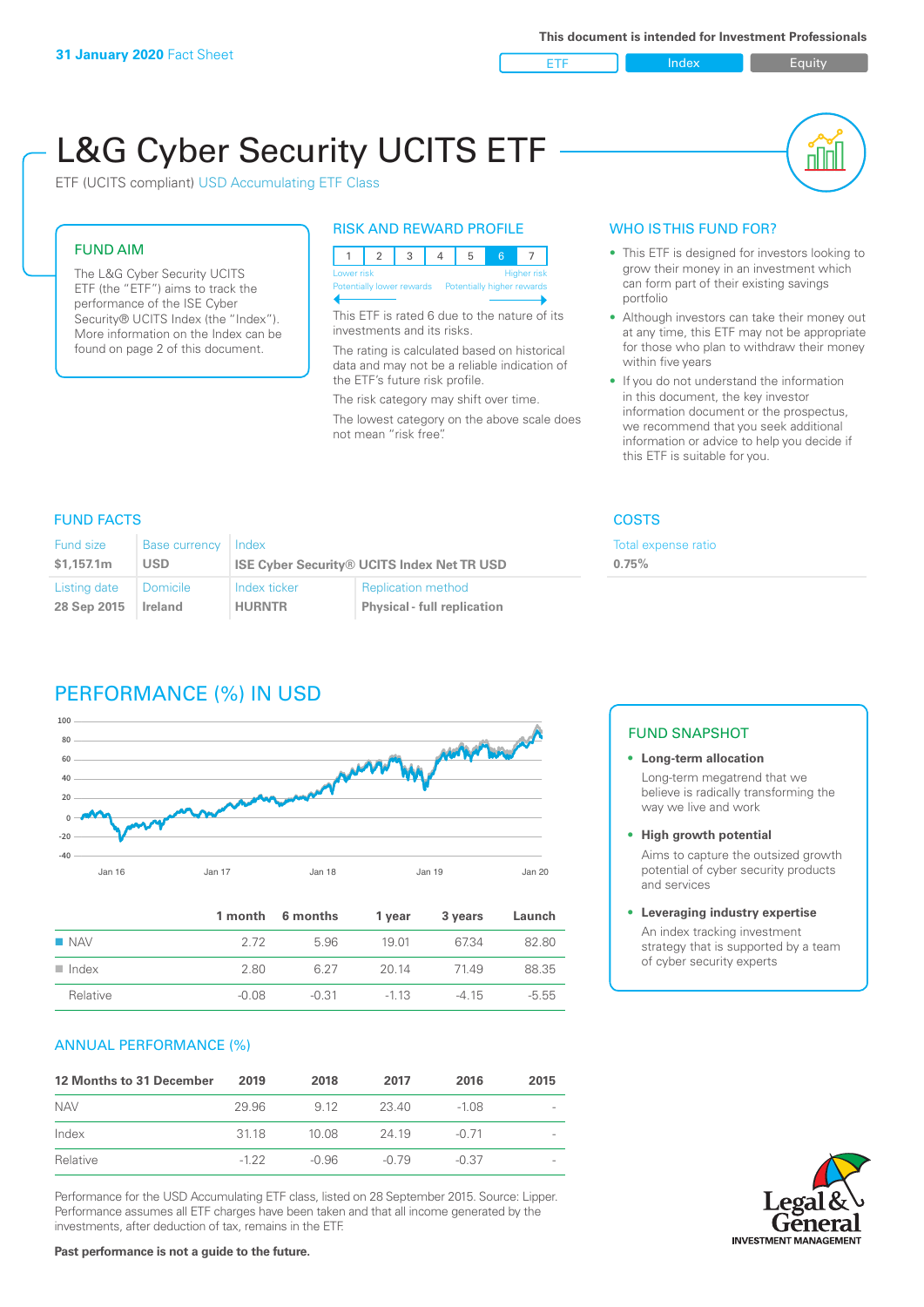**31 January 2020** Fact Sheet

**This document is intended for Investment Professionals**

ETF | Index | Equity

# L&G Cyber Security UCITS ETF

ETF (UCITS compliant) USD Accumulating ETF Class

## FUND AIM

The L&G Cyber Security UCITS ETF (the "ETF") aims to track the performance of the ISE Cyber Security® UCITS Index (the "Index"). More information on the Index can be found on page 2 of this document.

## RISK AND REWARD PROFILE

| 1 | 2 | 3 | 4 | 5 | 6 | 7 |
|---|---|---|---|---|---|---|

Lower risk — Higher risk
Potentially lower rewards — Potentially higher rewards

This ETF is rated 6 due to the nature of its investments and its risks.

The rating is calculated based on historical data and may not be a reliable indication of the ETF's future risk profile.

The risk category may shift over time.

The lowest category on the above scale does not mean "risk free".

## WHO IS THIS FUND FOR?

- This ETF is designed for investors looking to grow their money in an investment which can form part of their existing savings portfolio
- Although investors can take their money out at any time, this ETF may not be appropriate for those who plan to withdraw their money within five years
- If you do not understand the information in this document, the key investor information document or the prospectus, we recommend that you seek additional information or advice to help you decide if this ETF is suitable for you.

## FUND FACTS

| Fund size | Base currency | Index | |
|---|---|---|---|
| $1,157.1m | USD | ISE Cyber Security® UCITS Index Net TR USD | |
| **Listing date** | **Domicile** | **Index ticker** | **Replication method** |
| 28 Sep 2015 | Ireland | HURNTR | Physical - full replication |

## COSTS

| Total expense ratio |
|---|
| 0.75% |

## PERFORMANCE (%) IN USD

| | 1 month | 6 months | 1 year | 3 years | Launch |
|---|---|---|---|---|---|
| NAV | 2.72 | 5.96 | 19.01 | 67.34 | 82.80 |
| Index | 2.80 | 6.27 | 20.14 | 71.49 | 88.35 |
| Relative | -0.08 | -0.31 | -1.13 | -4.15 | -5.55 |

## FUND SNAPSHOT

- **Long-term allocation**
  Long-term megatrend that we believe is radically transforming the way we live and work
- **High growth potential**
  Aims to capture the outsized growth potential of cyber security products and services
- **Leveraging industry expertise**
  An index tracking investment strategy that is supported by a team of cyber security experts

## ANNUAL PERFORMANCE (%)

| 12 Months to 31 December | 2019 | 2018 | 2017 | 2016 | 2015 |
|---|---|---|---|---|---|
| NAV | 29.96 | 9.12 | 23.40 | -1.08 | - |
| Index | 31.18 | 10.08 | 24.19 | -0.71 | - |
| Relative | -1.22 | -0.96 | -0.79 | -0.37 | - |

Performance for the USD Accumulating ETF class, listed on 28 September 2015. Source: Lipper. Performance assumes all ETF charges have been taken and that all income generated by the investments, after deduction of tax, remains in the ETF.

**Past performance is not a guide to the future.**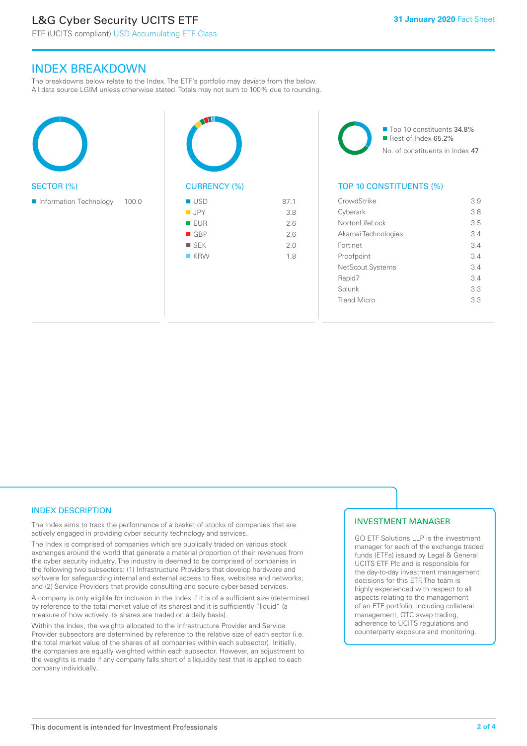## INDEX BREAKDOWN

The breakdowns below relate to the Index. The ETF's portfolio may deviate from the below. All data source LGIM unless otherwise stated. Totals may not sum to 100% due to rounding.

### SECTOR (%)

| Sector | % |
|---|---|
| Information Technology | 100.0 |

### CURRENCY (%)

| Currency | % |
|---|---|
| USD | 87.1 |
| JPY | 3.8 |
| EUR | 2.6 |
| GBP | 2.6 |
| SEK | 2.0 |
| KRW | 1.8 |

- Top 10 constituents 34.8%
- Rest of Index 65.2%

No. of constituents in Index 47

### TOP 10 CONSTITUENTS (%)

| Constituent | % |
|---|---|
| CrowdStrike | 3.9 |
| Cyberark | 3.8 |
| NortonLifeLock | 3.5 |
| Akamai Technologies | 3.4 |
| Fortinet | 3.4 |
| Proofpoint | 3.4 |
| NetScout Systems | 3.4 |
| Rapid7 | 3.4 |
| Splunk | 3.3 |
| Trend Micro | 3.3 |

## INDEX DESCRIPTION

The Index aims to track the performance of a basket of stocks of companies that are actively engaged in providing cyber security technology and services.

The Index is comprised of companies which are publically traded on various stock exchanges around the world that generate a material proportion of their revenues from the cyber security industry. The industry is deemed to be comprised of companies in the following two subsectors: (1) Infrastructure Providers that develop hardware and software for safeguarding internal and external access to files, websites and networks; and (2) Service Providers that provide consulting and secure cyber-based services.

A company is only eligible for inclusion in the Index if it is of a sufficient size (determined by reference to the total market value of its shares) and it is sufficiently "liquid" (a measure of how actively its shares are traded on a daily basis).

Within the Index, the weights allocated to the Infrastructure Provider and Service Provider subsectors are determined by reference to the relative size of each sector (i.e. the total market value of the shares of all companies within each subsector). Initially, the companies are equally weighted within each subsector. However, an adjustment to the weights is made if any company falls short of a liquidity test that is applied to each company individually.

## INVESTMENT MANAGER

GO ETF Solutions LLP is the investment manager for each of the exchange traded funds (ETFs) issued by Legal & General UCITS ETF Plc and is responsible for the day-to-day investment management decisions for this ETF. The team is highly experienced with respect to all aspects relating to the management of an ETF portfolio, including collateral management, OTC swap trading, adherence to UCITS regulations and counterparty exposure and monitoring.

This document is intended for Investment Professionals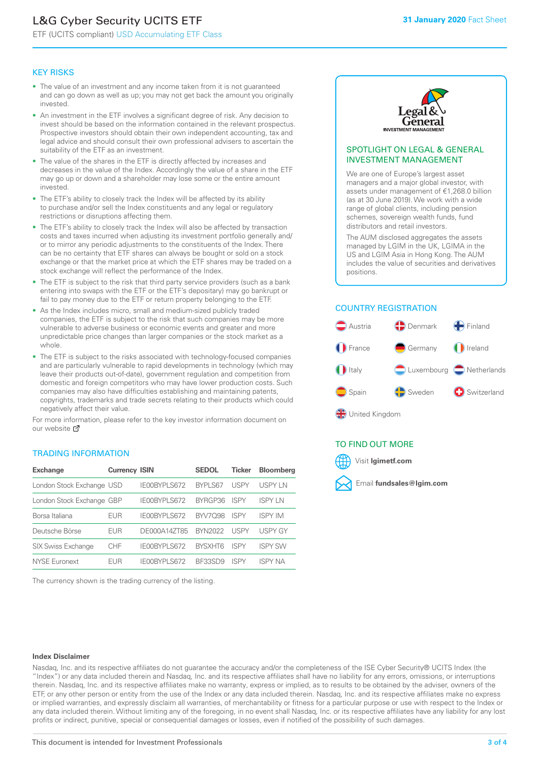# L&G Cyber Security UCITS ETF

ETF (UCITS compliant) USD Accumulating ETF Class

**31 January 2020** Fact Sheet

## KEY RISKS

- The value of an investment and any income taken from it is not guaranteed and can go down as well as up; you may not get back the amount you originally invested.
- An investment in the ETF involves a significant degree of risk. Any decision to invest should be based on the information contained in the relevant prospectus. Prospective investors should obtain their own independent accounting, tax and legal advice and should consult their own professional advisers to ascertain the suitability of the ETF as an investment.
- The value of the shares in the ETF is directly affected by increases and decreases in the value of the Index. Accordingly the value of a share in the ETF may go up or down and a shareholder may lose some or the entire amount invested.
- The ETF's ability to closely track the Index will be affected by its ability to purchase and/or sell the Index constituents and any legal or regulatory restrictions or disruptions affecting them.
- The ETF's ability to closely track the Index will also be affected by transaction costs and taxes incurred when adjusting its investment portfolio generally and/or to mirror any periodic adjustments to the constituents of the Index. There can be no certainty that ETF shares can always be bought or sold on a stock exchange or that the market price at which the ETF shares may be traded on a stock exchange will reflect the performance of the Index.
- The ETF is subject to the risk that third party service providers (such as a bank entering into swaps with the ETF or the ETF's depositary) may go bankrupt or fail to pay money due to the ETF or return property belonging to the ETF.
- As the Index includes micro, small and medium-sized publicly traded companies, the ETF is subject to the risk that such companies may be more vulnerable to adverse business or economic events and greater and more unpredictable price changes than larger companies or the stock market as a whole.
- The ETF is subject to the risks associated with technology-focused companies and are particularly vulnerable to rapid developments in technology (which may leave their products out-of-date), government regulation and competition from domestic and foreign competitors who may have lower production costs. Such companies may also have difficulties establishing and maintaining patents, copyrights, trademarks and trade secrets relating to their products which could negatively affect their value.

For more information, please refer to the key investor information document on our website

## TRADING INFORMATION

| Exchange | Currency | ISIN | SEDOL | Ticker | Bloomberg |
|---|---|---|---|---|---|
| London Stock Exchange | USD | IE00BYPLS672 | BYPLS67 | USPY | USPY LN |
| London Stock Exchange | GBP | IE00BYPLS672 | BYRGP36 | ISPY | ISPY LN |
| Borsa Italiana | EUR | IE00BYPLS672 | BYV7Q98 | ISPY | ISPY IM |
| Deutsche Börse | EUR | DE000A14ZT85 | BYN2022 | USPY | USPY GY |
| SIX Swiss Exchange | CHF | IE00BYPLS672 | BYSXHT6 | ISPY | ISPY SW |
| NYSE Euronext | EUR | IE00BYPLS672 | BF33SD9 | ISPY | ISPY NA |

The currency shown is the trading currency of the listing.

## SPOTLIGHT ON LEGAL & GENERAL INVESTMENT MANAGEMENT

We are one of Europe's largest asset managers and a major global investor, with assets under management of €1,268.0 billion (as at 30 June 2019). We work with a wide range of global clients, including pension schemes, sovereign wealth funds, fund distributors and retail investors.

The AUM disclosed aggregates the assets managed by LGIM in the UK, LGIMA in the US and LGIM Asia in Hong Kong. The AUM includes the value of securities and derivatives positions.

## COUNTRY REGISTRATION

Austria, Denmark, Finland, France, Germany, Ireland, Italy, Luxembourg, Netherlands, Spain, Sweden, Switzerland, United Kingdom

## TO FIND OUT MORE

Visit **lgimetf.com**

Email **fundsales@lgim.com**

**Index Disclaimer**

Nasdaq, Inc. and its respective affiliates do not guarantee the accuracy and/or the completeness of the ISE Cyber Security® UCITS Index (the "Index") or any data included therein and Nasdaq, Inc. and its respective affiliates shall have no liability for any errors, omissions, or interruptions therein. Nasdaq, Inc. and its respective affiliates make no warranty, express or implied, as to results to be obtained by the adviser, owners of the ETF, or any other person or entity from the use of the Index or any data included therein. Nasdaq, Inc. and its respective affiliates make no express or implied warranties, and expressly disclaim all warranties, of merchantability or fitness for a particular purpose or use with respect to the Index or any data included therein. Without limiting any of the foregoing, in no event shall Nasdaq, Inc. or its respective affiliates have any liability for any lost profits or indirect, punitive, special or consequential damages or losses, even if notified of the possibility of such damages.

This document is intended for Investment Professionals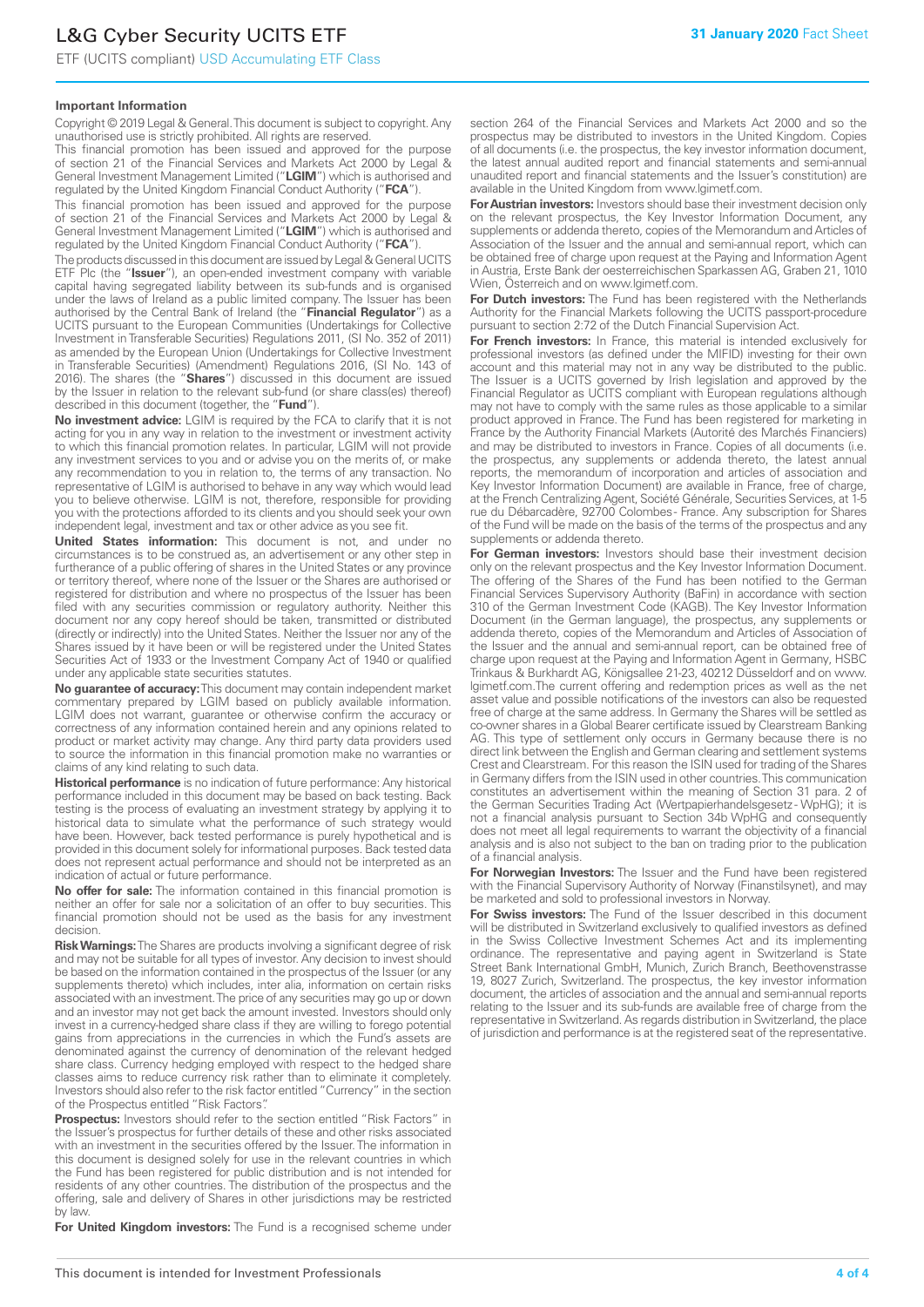### Important Information

Copyright © 2019 Legal & General. This document is subject to copyright. Any unauthorised use is strictly prohibited. All rights are reserved.

This financial promotion has been issued and approved for the purpose of section 21 of the Financial Services and Markets Act 2000 by Legal & General Investment Management Limited ("**LGIM**") which is authorised and regulated by the United Kingdom Financial Conduct Authority ("**FCA**").

This financial promotion has been issued and approved for the purpose of section 21 of the Financial Services and Markets Act 2000 by Legal & General Investment Management Limited ("**LGIM**") which is authorised and regulated by the United Kingdom Financial Conduct Authority ("**FCA**").

The products discussed in this document are issued by Legal & General UCITS ETF Plc (the "**Issuer**"), an open-ended investment company with variable capital having segregated liability between its sub-funds and is organised under the laws of Ireland as a public limited company. The Issuer has been authorised by the Central Bank of Ireland (the "**Financial Regulator**") as a UCITS pursuant to the European Communities (Undertakings for Collective Investment in Transferable Securities) Regulations 2011, (SI No. 352 of 2011) as amended by the European Union (Undertakings for Collective Investment in Transferable Securities) (Amendment) Regulations 2016, (SI No. 143 of 2016). The shares (the "**Shares**") discussed in this document are issued by the Issuer in relation to the relevant sub-fund (or share class(es) thereof) described in this document (together, the "**Fund**").

**No investment advice:** LGIM is required by the FCA to clarify that it is not acting for you in any way in relation to the investment or investment activity to which this financial promotion relates. In particular, LGIM will not provide any investment services to you and or advise you on the merits of, or make any recommendation to you in relation to, the terms of any transaction. No representative of LGIM is authorised to behave in any way which would lead you to believe otherwise. LGIM is not, therefore, responsible for providing you with the protections afforded to its clients and you should seek your own independent legal, investment and tax or other advice as you see fit.

**United States information:** This document is not, and under no circumstances is to be construed as, an advertisement or any other step in furtherance of a public offering of shares in the United States or any province or territory thereof, where none of the Issuer or the Shares are authorised or registered for distribution and where no prospectus of the Issuer has been filed with any securities commission or regulatory authority. Neither this document nor any copy hereof should be taken, transmitted or distributed (directly or indirectly) into the United States. Neither the Issuer nor any of the Shares issued by it have been or will be registered under the United States Securities Act of 1933 or the Investment Company Act of 1940 or qualified under any applicable state securities statutes.

**No guarantee of accuracy:** This document may contain independent market commentary prepared by LGIM based on publicly available information. LGIM does not warrant, guarantee or otherwise confirm the accuracy or correctness of any information contained herein and any opinions related to product or market activity may change. Any third party data providers used to source the information in this financial promotion make no warranties or claims of any kind relating to such data.

**Historical performance** is no indication of future performance: Any historical performance included in this document may be based on back testing. Back testing is the process of evaluating an investment strategy by applying it to historical data to simulate what the performance of such strategy would have been. However, back tested performance is purely hypothetical and is provided in this document solely for informational purposes. Back tested data does not represent actual performance and should not be interpreted as an indication of actual or future performance.

**No offer for sale:** The information contained in this financial promotion is neither an offer for sale nor a solicitation of an offer to buy securities. This financial promotion should not be used as the basis for any investment decision.

**Risk Warnings:** The Shares are products involving a significant degree of risk and may not be suitable for all types of investor. Any decision to invest should be based on the information contained in the prospectus of the Issuer (or any supplements thereto) which includes, inter alia, information on certain risks associated with an investment. The price of any securities may go up or down and an investor may not get back the amount invested. Investors should only invest in a currency-hedged share class if they are willing to forego potential gains from appreciations in the currencies in which the Fund's assets are denominated against the currency of denomination of the relevant hedged share class. Currency hedging employed with respect to the hedged share classes aims to reduce currency risk rather than to eliminate it completely. Investors should also refer to the risk factor entitled "Currency" in the section of the Prospectus entitled "Risk Factors".

**Prospectus:** Investors should refer to the section entitled "Risk Factors" in the Issuer's prospectus for further details of these and other risks associated with an investment in the securities offered by the Issuer. The information in this document is designed solely for use in the relevant countries in which the Fund has been registered for public distribution and is not intended for residents of any other countries. The distribution of the prospectus and the offering, sale and delivery of Shares in other jurisdictions may be restricted by law.

**For United Kingdom investors:** The Fund is a recognised scheme under section 264 of the Financial Services and Markets Act 2000 and so the prospectus may be distributed to investors in the United Kingdom. Copies of all documents (i.e. the prospectus, the key investor information document, the latest annual audited report and financial statements and semi-annual unaudited report and financial statements and the Issuer's constitution) are available in the United Kingdom from www.lgimetf.com.

**For Austrian investors:** Investors should base their investment decision only on the relevant prospectus, the Key Investor Information Document, any supplements or addenda thereto, copies of the Memorandum and Articles of Association of the Issuer and the annual and semi-annual report, which can be obtained free of charge upon request at the Paying and Information Agent in Austria, Erste Bank der oesterreichischen Sparkassen AG, Graben 21, 1010 Wien, Österreich and on www.lgimetf.com.

**For Dutch investors:** The Fund has been registered with the Netherlands Authority for the Financial Markets following the UCITS passport-procedure pursuant to section 2:72 of the Dutch Financial Supervision Act.

**For French investors:** In France, this material is intended exclusively for professional investors (as defined under the MIFID) investing for their own account and this material may not in any way be distributed to the public. The Issuer is a UCITS governed by Irish legislation and approved by the Financial Regulator as UCITS compliant with European regulations although may not have to comply with the same rules as those applicable to a similar product approved in France. The Fund has been registered for marketing in France by the Authority Financial Markets (Autorité des Marchés Financiers) and may be distributed to investors in France. Copies of all documents (i.e. the prospectus, any supplements or addenda thereto, the latest annual reports, the memorandum of incorporation and articles of association and Key Investor Information Document) are available in France, free of charge, at the French Centralizing Agent, Société Générale, Securities Services, at 1-5 rue du Débarcadère, 92700 Colombes - France. Any subscription for Shares of the Fund will be made on the basis of the terms of the prospectus and any supplements or addenda thereto.

**For German investors:** Investors should base their investment decision only on the relevant prospectus and the Key Investor Information Document. The offering of the Shares of the Fund has been notified to the German Financial Services Supervisory Authority (BaFin) in accordance with section 310 of the German Investment Code (KAGB). The Key Investor Information Document (in the German language), the prospectus, any supplements or addenda thereto, copies of the Memorandum and Articles of Association of the Issuer and the annual and semi-annual report, can be obtained free of charge upon request at the Paying and Information Agent in Germany, HSBC Trinkaus & Burkhardt AG, Königsallee 21-23, 40212 Düsseldorf and on www.lgimetf.com. The current offering and redemption prices as well as the net asset value and possible notifications of the investors can also be requested free of charge at the same address. In Germany the Shares will be settled as co-owner shares in a Global Bearer certificate issued by Clearstream Banking AG. This type of settlement only occurs in Germany because there is no direct link between the English and German clearing and settlement systems Crest and Clearstream. For this reason the ISIN used for trading of the Shares in Germany differs from the ISIN used in other countries. This communication constitutes an advertisement within the meaning of Section 31 para. 2 of the German Securities Trading Act (Wertpapierhandelsgesetz - WpHG); it is not a financial analysis pursuant to Section 34b WpHG and consequently does not meet all legal requirements to warrant the objectivity of a financial analysis and is also not subject to the ban on trading prior to the publication of a financial analysis.

**For Norwegian Investors:** The Issuer and the Fund have been registered with the Financial Supervisory Authority of Norway (Finanstilsynet), and may be marketed and sold to professional investors in Norway.

**For Swiss investors:** The Fund of the Issuer described in this document will be distributed in Switzerland exclusively to qualified investors as defined in the Swiss Collective Investment Schemes Act and its implementing ordinance. The representative and paying agent in Switzerland is State Street Bank International GmbH, Munich, Zurich Branch, Beethovenstrasse 19, 8027 Zurich, Switzerland. The prospectus, the key investor information document, the articles of association and the annual and semi-annual reports relating to the Issuer and its sub-funds are available free of charge from the representative in Switzerland. As regards distribution in Switzerland, the place of jurisdiction and performance is at the registered seat of the representative.

This document is intended for Investment Professionals